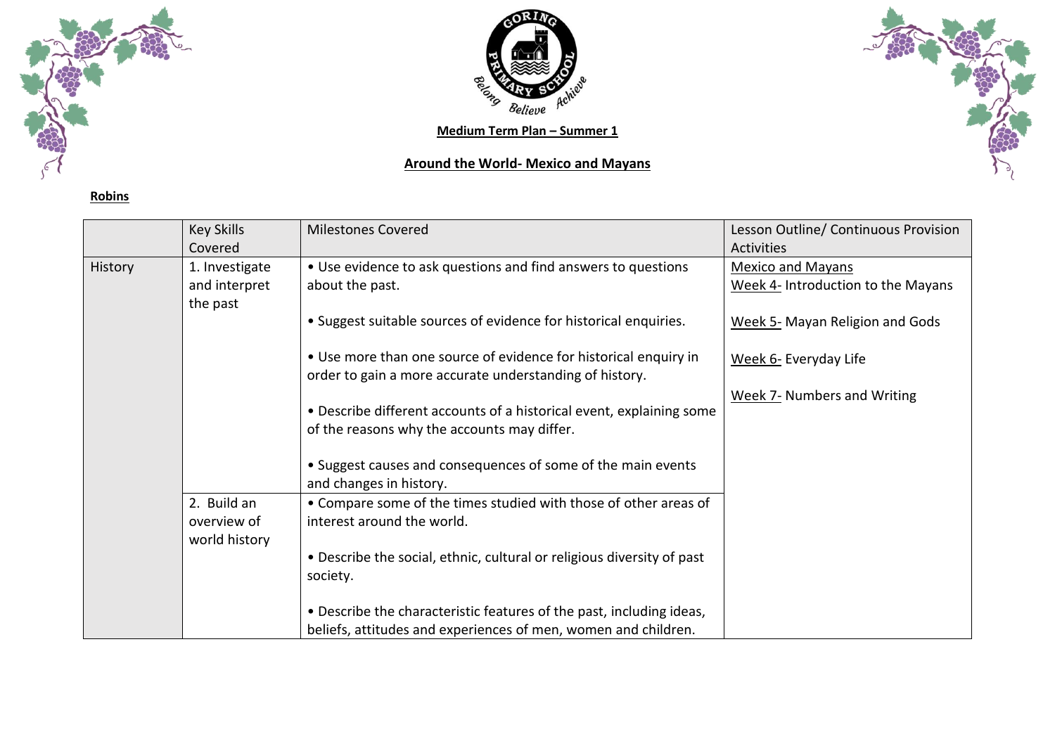**Medium Term Plan – Summer 1**

**Around the World- Mexico and Mayans**

**Robins**

| | Key Skills Covered | Milestones Covered | Lesson Outline/ Continuous Provision Activities |
|---|---|---|---|
| History | 1. Investigate and interpret the past | • Use evidence to ask questions and find answers to questions about the past.<br><br>• Suggest suitable sources of evidence for historical enquiries.<br><br>• Use more than one source of evidence for historical enquiry in order to gain a more accurate understanding of history.<br><br>• Describe different accounts of a historical event, explaining some of the reasons why the accounts may differ.<br><br>• Suggest causes and consequences of some of the main events and changes in history. | Mexico and Mayans<br>Week 4- Introduction to the Mayans<br><br>Week 5- Mayan Religion and Gods<br><br>Week 6- Everyday Life<br><br>Week 7- Numbers and Writing |
| | 2. Build an overview of world history | • Compare some of the times studied with those of other areas of interest around the world.<br><br>• Describe the social, ethnic, cultural or religious diversity of past society.<br><br>• Describe the characteristic features of the past, including ideas, beliefs, attitudes and experiences of men, women and children. | |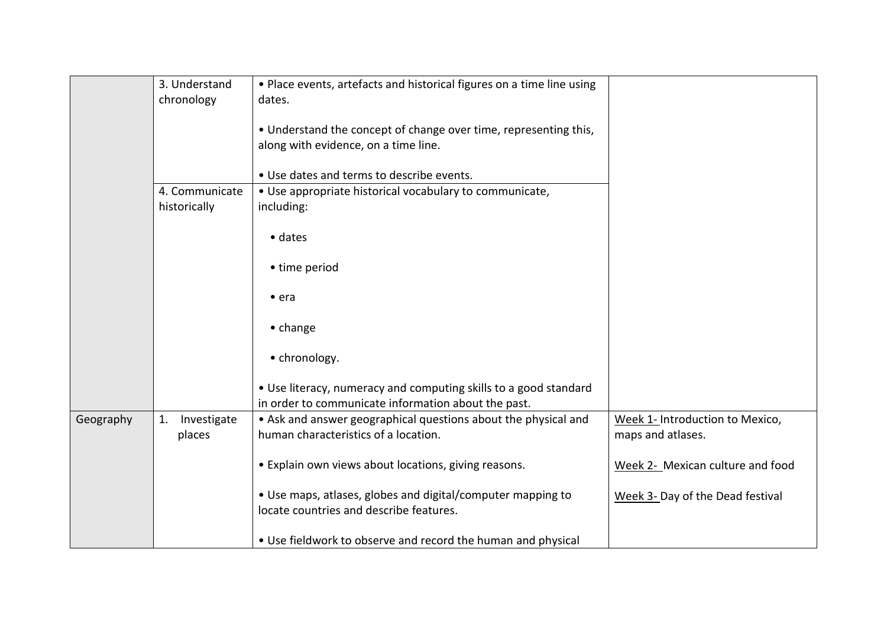| | | | |
|---|---|---|---|
| | 3. Understand chronology | • Place events, artefacts and historical figures on a time line using dates.<br><br>• Understand the concept of change over time, representing this, along with evidence, on a time line.<br><br>• Use dates and terms to describe events. | |
| | 4. Communicate historically | • Use appropriate historical vocabulary to communicate, including:<br><br>• dates<br><br>• time period<br><br>• era<br><br>• change<br><br>• chronology.<br><br>• Use literacy, numeracy and computing skills to a good standard in order to communicate information about the past. | |
| Geography | 1. Investigate places | • Ask and answer geographical questions about the physical and human characteristics of a location.<br><br>• Explain own views about locations, giving reasons.<br><br>• Use maps, atlases, globes and digital/computer mapping to locate countries and describe features.<br><br>• Use fieldwork to observe and record the human and physical | <u>Week 1-</u> Introduction to Mexico, maps and atlases.<br><br><u>Week 2-</u> Mexican culture and food<br><br><u>Week 3-</u> Day of the Dead festival |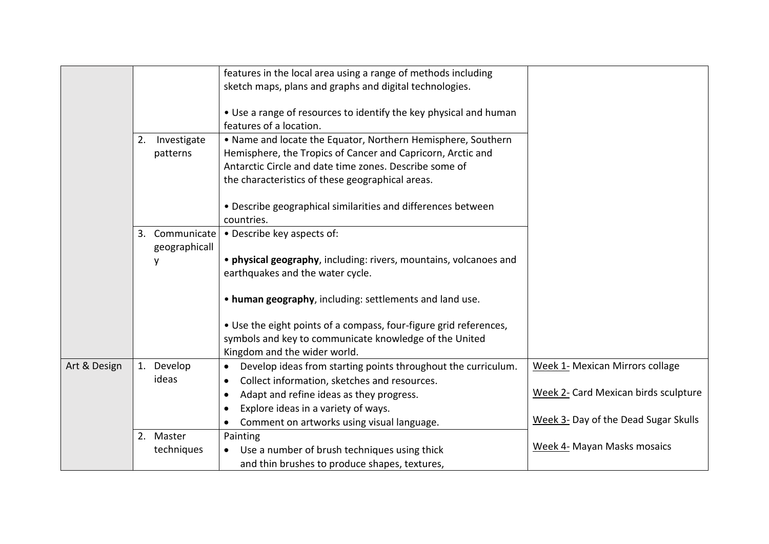| | | | |
|---|---|---|---|
| | | features in the local area using a range of methods including sketch maps, plans and graphs and digital technologies.<br><br>• Use a range of resources to identify the key physical and human features of a location. | |
| | 2. Investigate patterns | • Name and locate the Equator, Northern Hemisphere, Southern Hemisphere, the Tropics of Cancer and Capricorn, Arctic and Antarctic Circle and date time zones. Describe some of the characteristics of these geographical areas.<br><br>• Describe geographical similarities and differences between countries. | |
| | 3. Communicate geographically | • Describe key aspects of:<br><br>• **physical geography**, including: rivers, mountains, volcanoes and earthquakes and the water cycle.<br><br>• **human geography**, including: settlements and land use.<br><br>• Use the eight points of a compass, four-figure grid references, symbols and key to communicate knowledge of the United Kingdom and the wider world. | |
| Art & Design | 1. Develop ideas | • Develop ideas from starting points throughout the curriculum.<br>• Collect information, sketches and resources.<br>• Adapt and refine ideas as they progress.<br>• Explore ideas in a variety of ways.<br>• Comment on artworks using visual language. | <u>Week 1-</u> Mexican Mirrors collage<br><br><u>Week 2-</u> Card Mexican birds sculpture<br><br><u>Week 3-</u> Day of the Dead Sugar Skulls<br><br><u>Week 4-</u> Mayan Masks mosaics |
| | 2. Master techniques | Painting<br>• Use a number of brush techniques using thick and thin brushes to produce shapes, textures, | |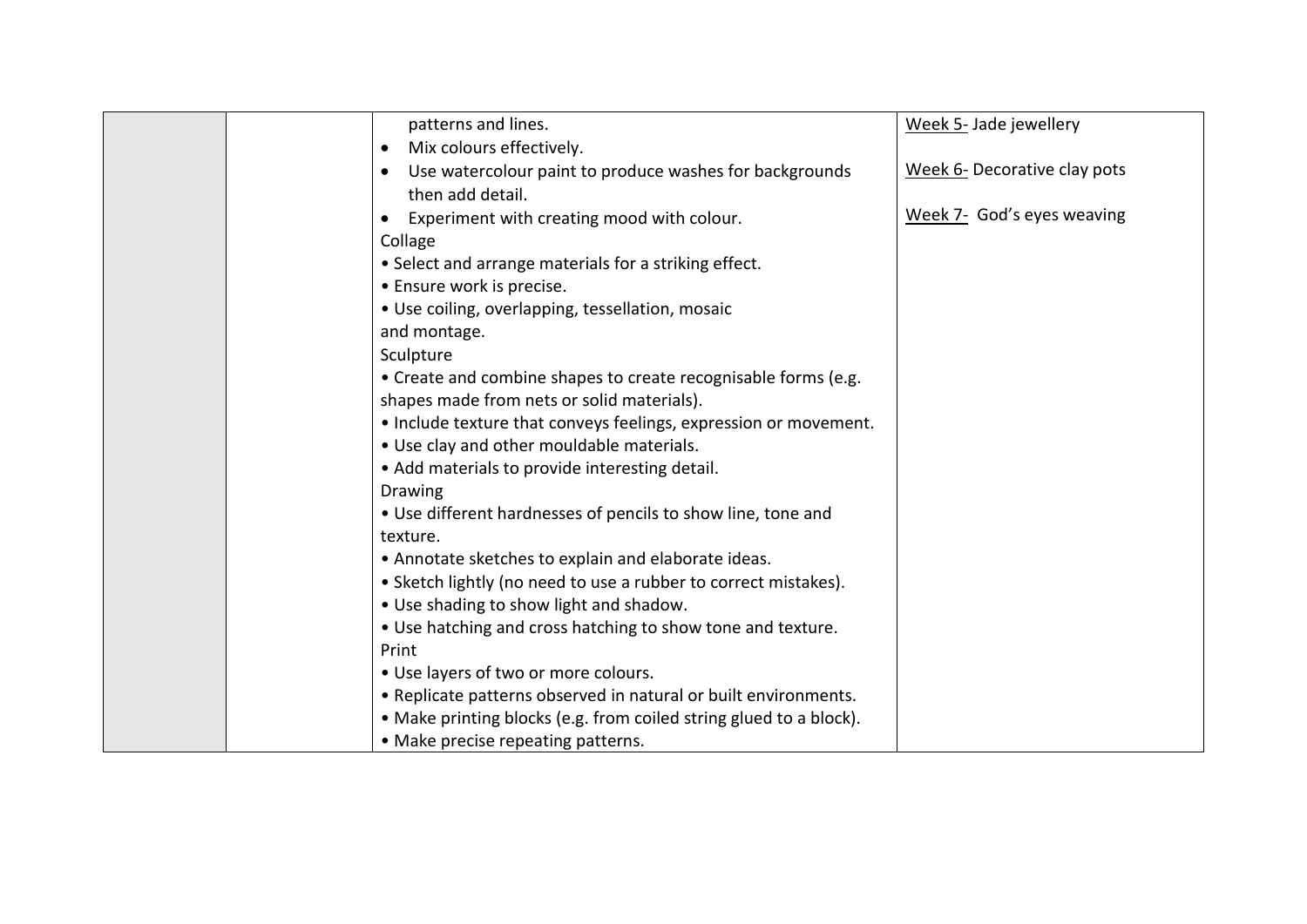| | | | |
|---|---|---|---|
| | | patterns and lines.<br>• Mix colours effectively.<br>• Use watercolour paint to produce washes for backgrounds then add detail.<br>• Experiment with creating mood with colour.<br>Collage<br>• Select and arrange materials for a striking effect.<br>• Ensure work is precise.<br>• Use coiling, overlapping, tessellation, mosaic and montage.<br>Sculpture<br>• Create and combine shapes to create recognisable forms (e.g. shapes made from nets or solid materials).<br>• Include texture that conveys feelings, expression or movement.<br>• Use clay and other mouldable materials.<br>• Add materials to provide interesting detail.<br>Drawing<br>• Use different hardnesses of pencils to show line, tone and texture.<br>• Annotate sketches to explain and elaborate ideas.<br>• Sketch lightly (no need to use a rubber to correct mistakes).<br>• Use shading to show light and shadow.<br>• Use hatching and cross hatching to show tone and texture.<br>Print<br>• Use layers of two or more colours.<br>• Replicate patterns observed in natural or built environments.<br>• Make printing blocks (e.g. from coiled string glued to a block).<br>• Make precise repeating patterns. | Week 5- Jade jewellery<br><br>Week 6- Decorative clay pots<br><br>Week 7- God's eyes weaving |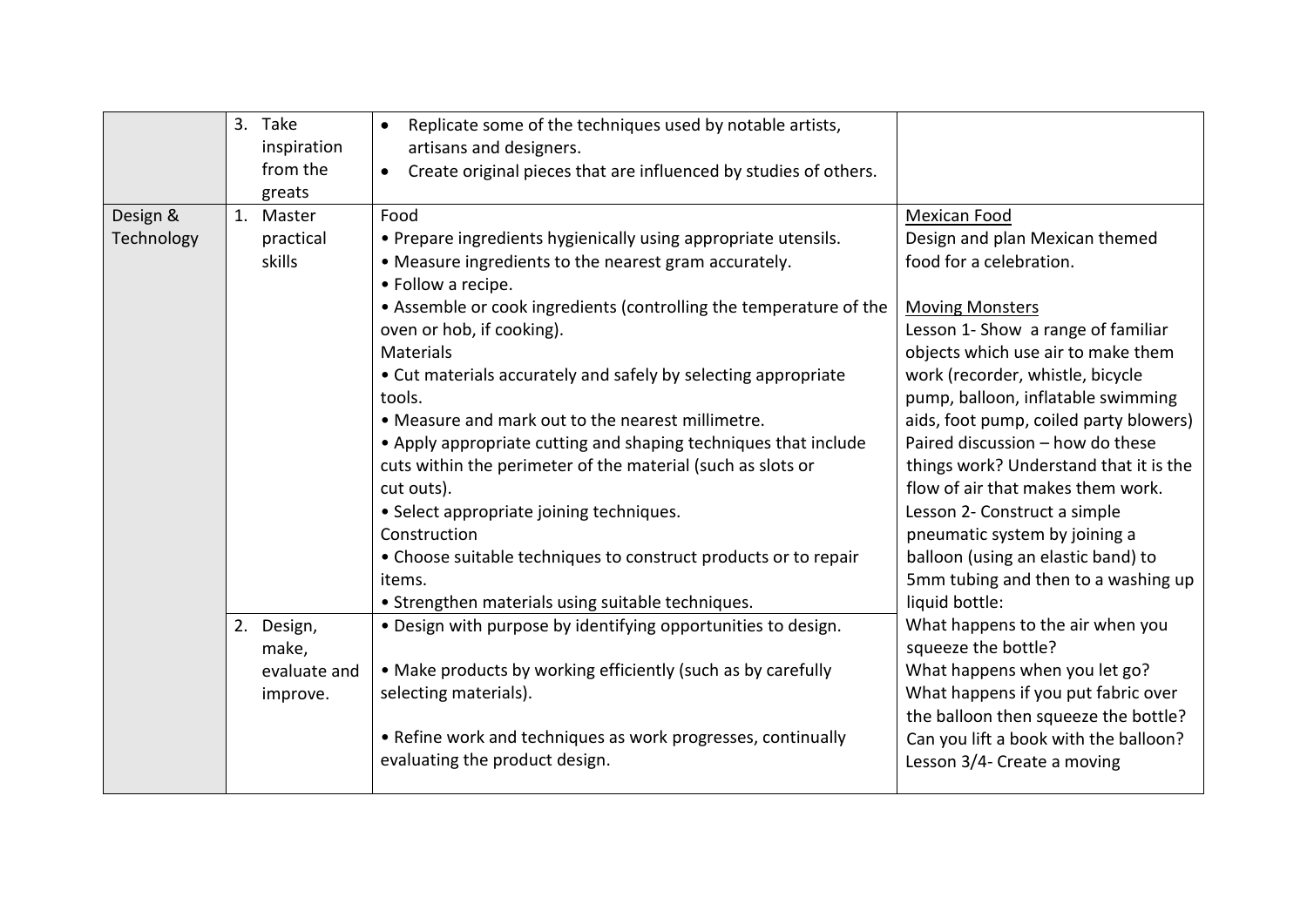| | | | |
|---|---|---|---|
| | 3. Take inspiration from the greats | • Replicate some of the techniques used by notable artists, artisans and designers.<br>• Create original pieces that are influenced by studies of others. | |
| Design & Technology | 1. Master practical skills | Food<br>• Prepare ingredients hygienically using appropriate utensils.<br>• Measure ingredients to the nearest gram accurately.<br>• Follow a recipe.<br>• Assemble or cook ingredients (controlling the temperature of the oven or hob, if cooking).<br>Materials<br>• Cut materials accurately and safely by selecting appropriate tools.<br>• Measure and mark out to the nearest millimetre.<br>• Apply appropriate cutting and shaping techniques that include cuts within the perimeter of the material (such as slots or cut outs).<br>• Select appropriate joining techniques.<br>Construction<br>• Choose suitable techniques to construct products or to repair items.<br>• Strengthen materials using suitable techniques. | <u>Mexican Food</u><br>Design and plan Mexican themed food for a celebration.<br><br><u>Moving Monsters</u><br>Lesson 1- Show a range of familiar objects which use air to make them work (recorder, whistle, bicycle pump, balloon, inflatable swimming aids, foot pump, coiled party blowers) Paired discussion – how do these things work? Understand that it is the flow of air that makes them work.<br>Lesson 2- Construct a simple pneumatic system by joining a balloon (using an elastic band) to 5mm tubing and then to a washing up liquid bottle:<br>What happens to the air when you squeeze the bottle?<br>What happens when you let go?<br>What happens if you put fabric over the balloon then squeeze the bottle?<br>Can you lift a book with the balloon?<br>Lesson 3/4- Create a moving |
| | 2. Design, make, evaluate and improve. | • Design with purpose by identifying opportunities to design.<br><br>• Make products by working efficiently (such as by carefully selecting materials).<br><br>• Refine work and techniques as work progresses, continually evaluating the product design. | |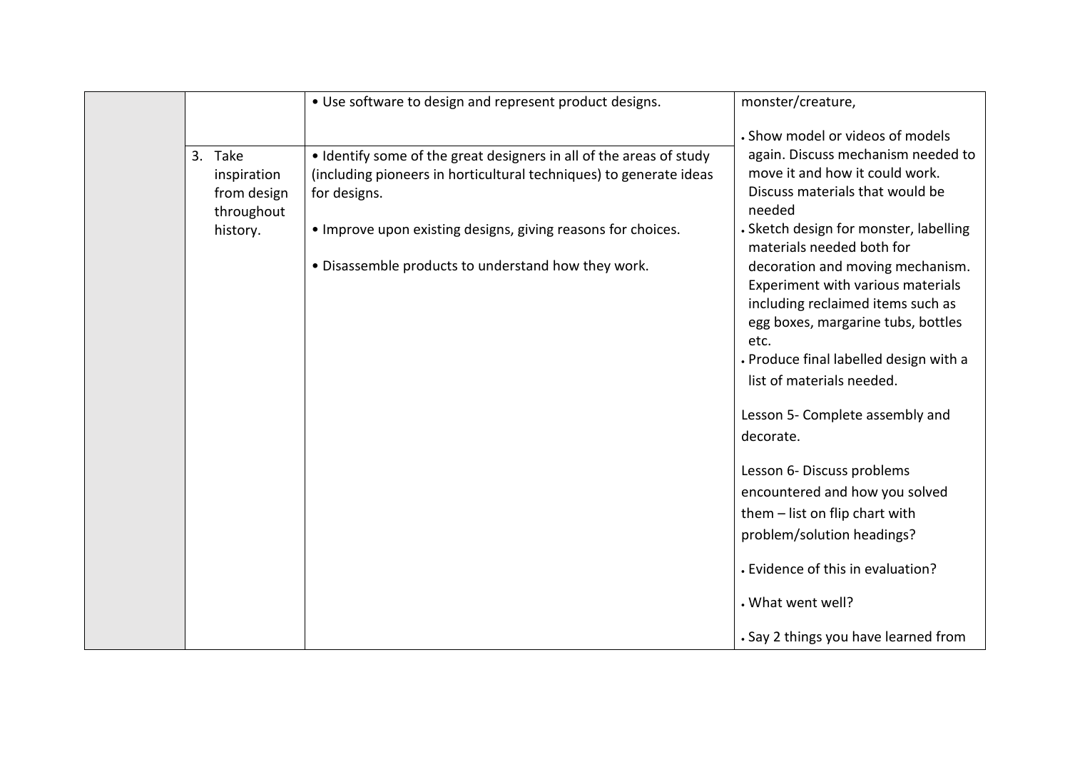| | | | |
|---|---|---|---|
| | | • Use software to design and represent product designs. | monster/creature,<br><br>• Show model or videos of models again. Discuss mechanism needed to move it and how it could work. Discuss materials that would be needed<br>• Sketch design for monster, labelling materials needed both for decoration and moving mechanism. Experiment with various materials including reclaimed items such as egg boxes, margarine tubs, bottles etc.<br>• Produce final labelled design with a list of materials needed.<br><br>Lesson 5- Complete assembly and decorate.<br><br>Lesson 6- Discuss problems encountered and how you solved them – list on flip chart with problem/solution headings?<br><br>• Evidence of this in evaluation?<br><br>• What went well?<br><br>• Say 2 things you have learned from |
| | 3. Take inspiration from design throughout history. | • Identify some of the great designers in all of the areas of study (including pioneers in horticultural techniques) to generate ideas for designs.<br><br>• Improve upon existing designs, giving reasons for choices.<br><br>• Disassemble products to understand how they work. | |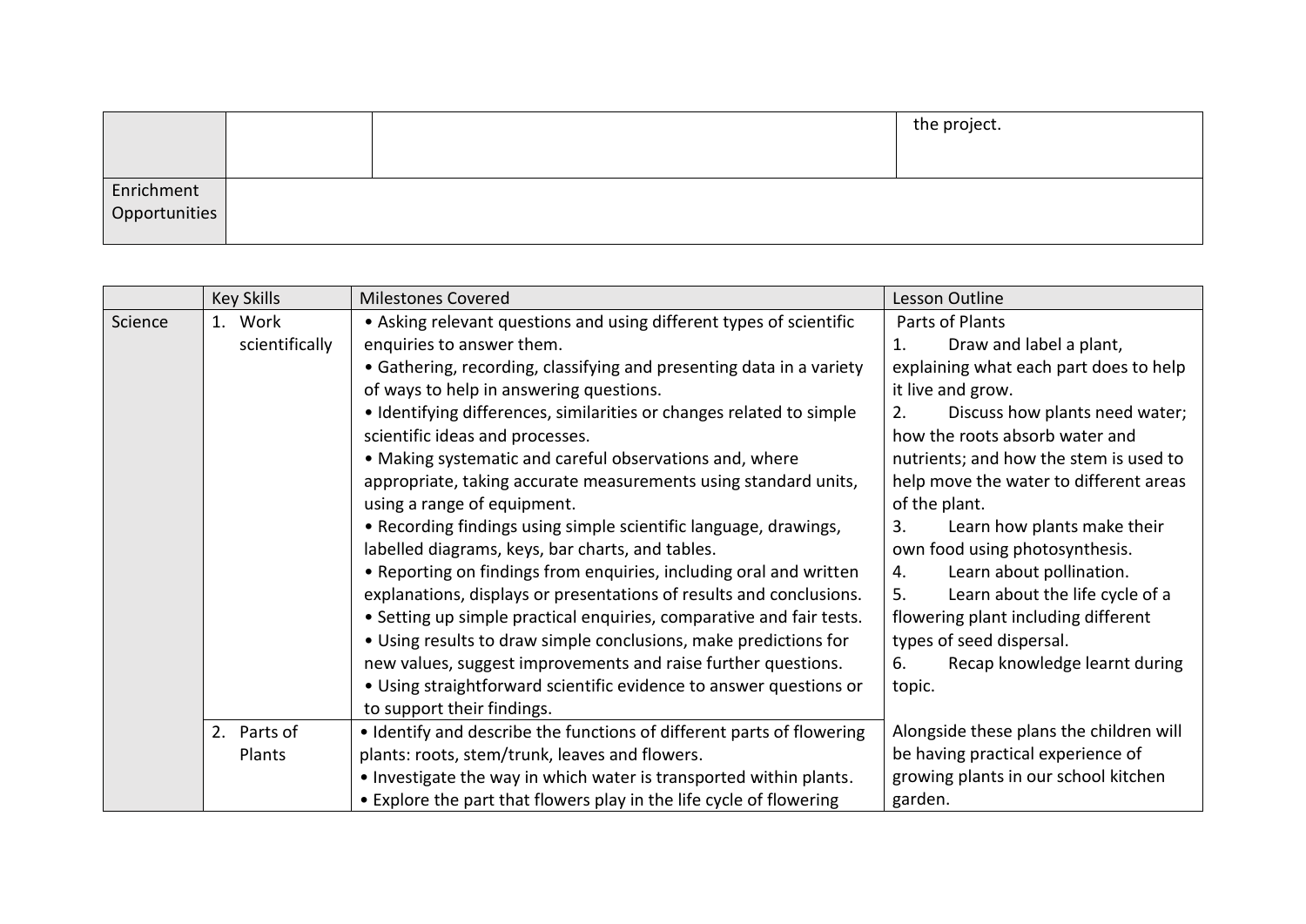| | | | |
|---|---|---|---|
| | | | the project. |
| Enrichment Opportunities | | | |

| | Key Skills | Milestones Covered | Lesson Outline |
|---|---|---|---|
| Science | 1. Work scientifically | • Asking relevant questions and using different types of scientific enquiries to answer them.<br>• Gathering, recording, classifying and presenting data in a variety of ways to help in answering questions.<br>• Identifying differences, similarities or changes related to simple scientific ideas and processes.<br>• Making systematic and careful observations and, where appropriate, taking accurate measurements using standard units, using a range of equipment.<br>• Recording findings using simple scientific language, drawings, labelled diagrams, keys, bar charts, and tables.<br>• Reporting on findings from enquiries, including oral and written explanations, displays or presentations of results and conclusions.<br>• Setting up simple practical enquiries, comparative and fair tests.<br>• Using results to draw simple conclusions, make predictions for new values, suggest improvements and raise further questions.<br>• Using straightforward scientific evidence to answer questions or to support their findings. | Parts of Plants<br>1. Draw and label a plant, explaining what each part does to help it live and grow.<br>2. Discuss how plants need water; how the roots absorb water and nutrients; and how the stem is used to help move the water to different areas of the plant.<br>3. Learn how plants make their own food using photosynthesis.<br>4. Learn about pollination.<br>5. Learn about the life cycle of a flowering plant including different types of seed dispersal.<br>6. Recap knowledge learnt during topic. |
| | 2. Parts of Plants | • Identify and describe the functions of different parts of flowering plants: roots, stem/trunk, leaves and flowers.<br>• Investigate the way in which water is transported within plants.<br>• Explore the part that flowers play in the life cycle of flowering | Alongside these plans the children will be having practical experience of growing plants in our school kitchen garden. |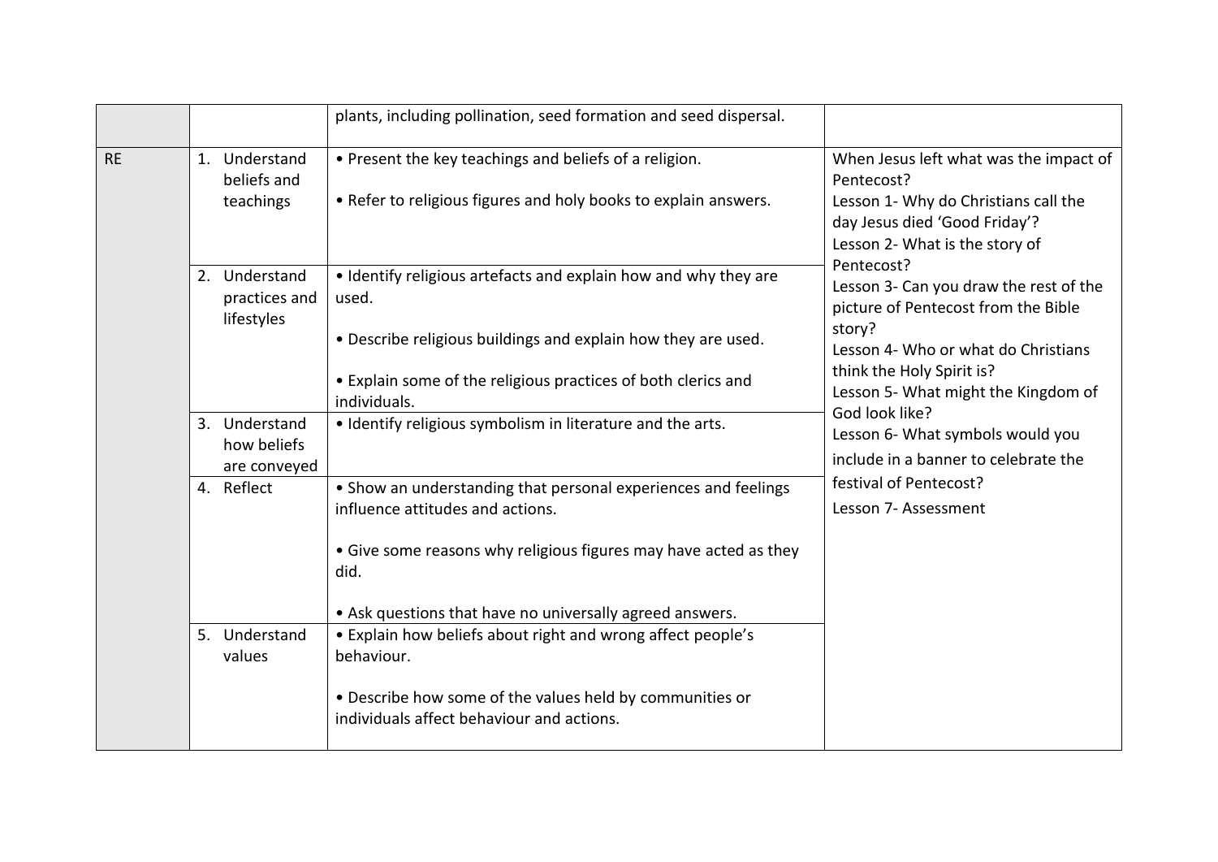|  |  |  |  |
|---|---|---|---|
|  |  | plants, including pollination, seed formation and seed dispersal. |  |
| RE | 1. Understand beliefs and teachings | • Present the key teachings and beliefs of a religion.<br><br>• Refer to religious figures and holy books to explain answers. | When Jesus left what was the impact of Pentecost?<br>Lesson 1- Why do Christians call the day Jesus died 'Good Friday'?<br>Lesson 2- What is the story of Pentecost?<br>Lesson 3- Can you draw the rest of the picture of Pentecost from the Bible story?<br>Lesson 4- Who or what do Christians think the Holy Spirit is?<br>Lesson 5- What might the Kingdom of God look like?<br>Lesson 6- What symbols would you include in a banner to celebrate the festival of Pentecost?<br>Lesson 7- Assessment |
|  | 2. Understand practices and lifestyles | • Identify religious artefacts and explain how and why they are used.<br><br>• Describe religious buildings and explain how they are used.<br><br>• Explain some of the religious practices of both clerics and individuals. |  |
|  | 3. Understand how beliefs are conveyed | • Identify religious symbolism in literature and the arts. |  |
|  | 4. Reflect | • Show an understanding that personal experiences and feelings influence attitudes and actions.<br><br>• Give some reasons why religious figures may have acted as they did.<br><br>• Ask questions that have no universally agreed answers. |  |
|  | 5. Understand values | • Explain how beliefs about right and wrong affect people's behaviour.<br><br>• Describe how some of the values held by communities or individuals affect behaviour and actions. |  |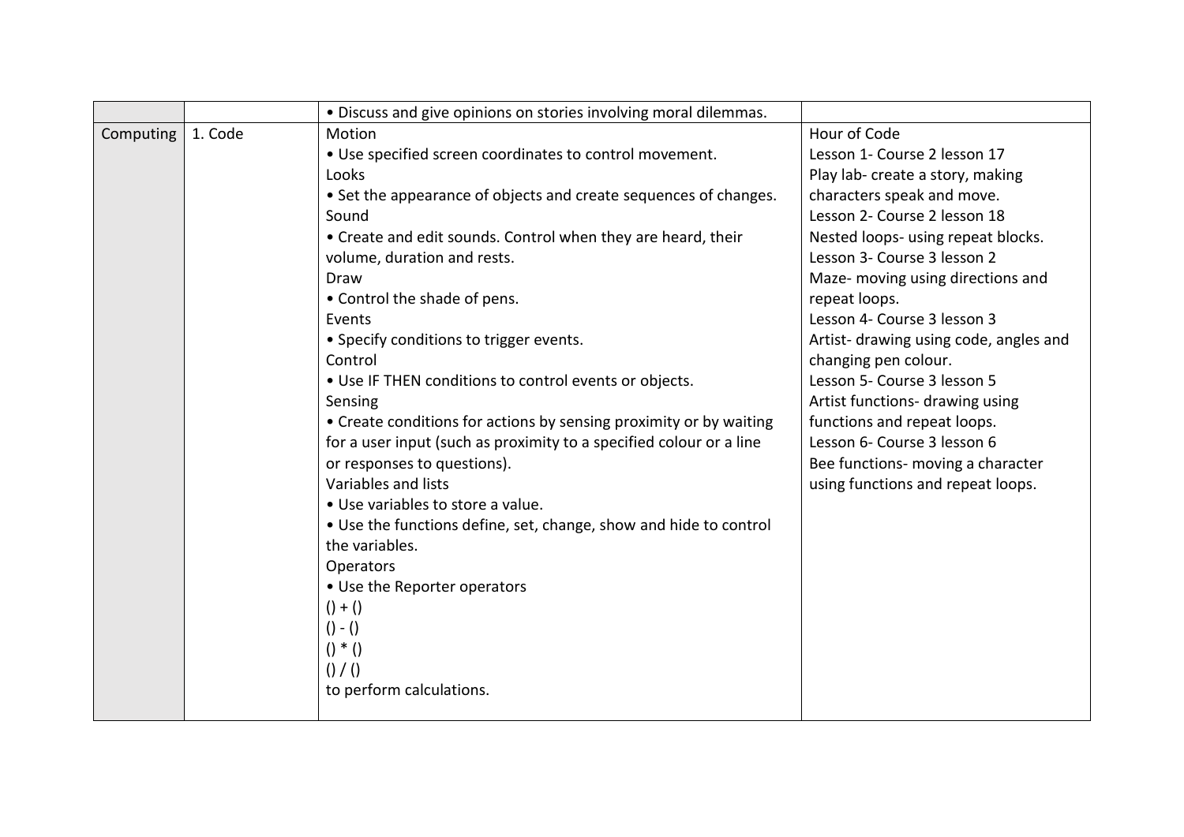| | | | |
|---|---|---|---|
| | | • Discuss and give opinions on stories involving moral dilemmas. | |
| Computing | 1. Code | Motion<br>• Use specified screen coordinates to control movement.<br>Looks<br>• Set the appearance of objects and create sequences of changes.<br>Sound<br>• Create and edit sounds. Control when they are heard, their volume, duration and rests.<br>Draw<br>• Control the shade of pens.<br>Events<br>• Specify conditions to trigger events.<br>Control<br>• Use IF THEN conditions to control events or objects.<br>Sensing<br>• Create conditions for actions by sensing proximity or by waiting for a user input (such as proximity to a specified colour or a line or responses to questions).<br>Variables and lists<br>• Use variables to store a value.<br>• Use the functions define, set, change, show and hide to control the variables.<br>Operators<br>• Use the Reporter operators<br>() + ()<br>() - ()<br>() * ()<br>() / ()<br>to perform calculations. | Hour of Code<br>Lesson 1- Course 2 lesson 17<br>Play lab- create a story, making characters speak and move.<br>Lesson 2- Course 2 lesson 18<br>Nested loops- using repeat blocks.<br>Lesson 3- Course 3 lesson 2<br>Maze- moving using directions and repeat loops.<br>Lesson 4- Course 3 lesson 3<br>Artist- drawing using code, angles and changing pen colour.<br>Lesson 5- Course 3 lesson 5<br>Artist functions- drawing using functions and repeat loops.<br>Lesson 6- Course 3 lesson 6<br>Bee functions- moving a character using functions and repeat loops. |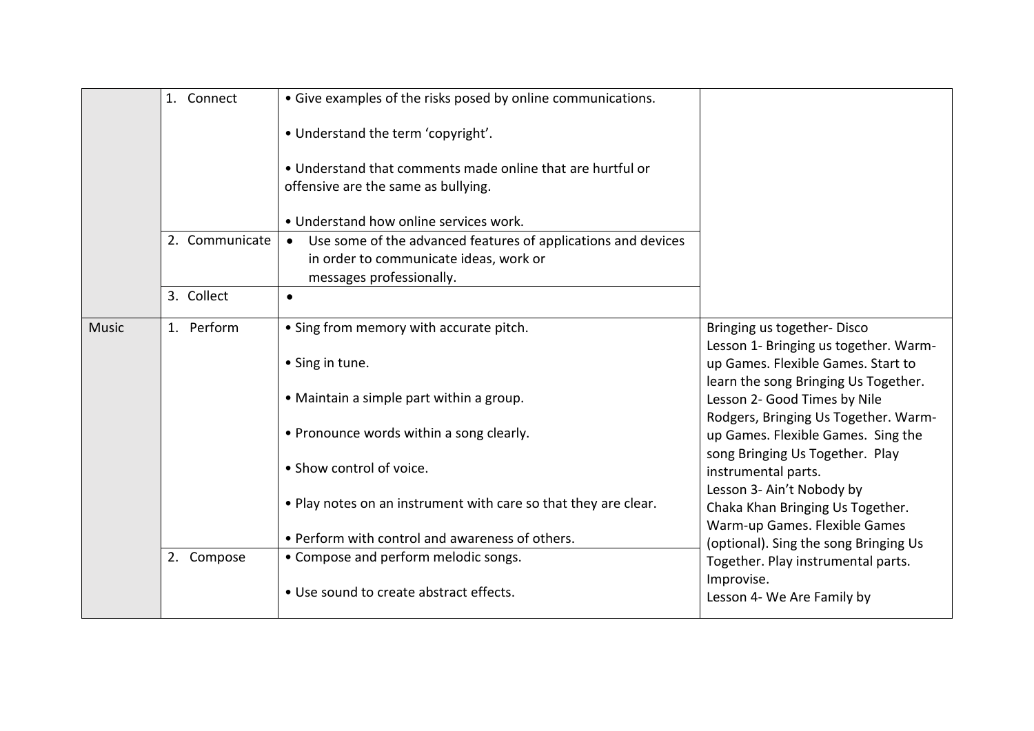| | | | |
|---|---|---|---|
| | 1. Connect | • Give examples of the risks posed by online communications.<br><br>• Understand the term 'copyright'.<br><br>• Understand that comments made online that are hurtful or offensive are the same as bullying.<br><br>• Understand how online services work. | |
| | 2. Communicate | • Use some of the advanced features of applications and devices in order to communicate ideas, work or messages professionally. | |
| | 3. Collect | • | |
| Music | 1. Perform | • Sing from memory with accurate pitch.<br><br>• Sing in tune.<br><br>• Maintain a simple part within a group.<br><br>• Pronounce words within a song clearly.<br><br>• Show control of voice.<br><br>• Play notes on an instrument with care so that they are clear.<br><br>• Perform with control and awareness of others. | Bringing us together- Disco<br>Lesson 1- Bringing us together. Warm-up Games. Flexible Games. Start to learn the song Bringing Us Together.<br>Lesson 2- Good Times by Nile Rodgers, Bringing Us Together. Warm-up Games. Flexible Games. Sing the song Bringing Us Together. Play instrumental parts.<br>Lesson 3- Ain't Nobody by Chaka Khan Bringing Us Together. Warm-up Games. Flexible Games (optional). Sing the song Bringing Us Together. Play instrumental parts. Improvise.<br>Lesson 4- We Are Family by |
| | 2. Compose | • Compose and perform melodic songs.<br><br>• Use sound to create abstract effects. | |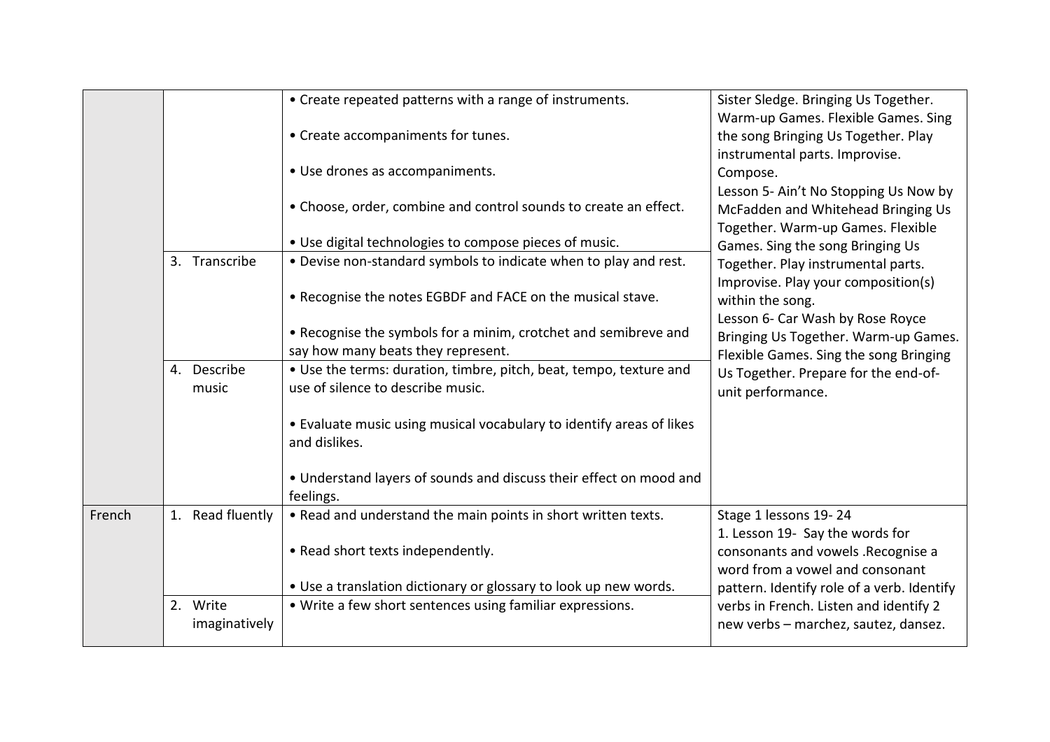| | | | |
|---|---|---|---|
| | | • Create repeated patterns with a range of instruments.<br><br>• Create accompaniments for tunes.<br><br>• Use drones as accompaniments.<br><br>• Choose, order, combine and control sounds to create an effect.<br><br>• Use digital technologies to compose pieces of music. | Sister Sledge. Bringing Us Together. Warm-up Games. Flexible Games. Sing the song Bringing Us Together. Play instrumental parts. Improvise. Compose.<br>Lesson 5- Ain't No Stopping Us Now by McFadden and Whitehead Bringing Us Together. Warm-up Games. Flexible Games. Sing the song Bringing Us Together. Play instrumental parts. Improvise. Play your composition(s) within the song.<br>Lesson 6- Car Wash by Rose Royce Bringing Us Together. Warm-up Games. Flexible Games. Sing the song Bringing Us Together. Prepare for the end-of-unit performance. |
| | 3. Transcribe | • Devise non-standard symbols to indicate when to play and rest.<br><br>• Recognise the notes EGBDF and FACE on the musical stave.<br><br>• Recognise the symbols for a minim, crotchet and semibreve and say how many beats they represent. | |
| | 4. Describe music | • Use the terms: duration, timbre, pitch, beat, tempo, texture and use of silence to describe music.<br><br>• Evaluate music using musical vocabulary to identify areas of likes and dislikes.<br><br>• Understand layers of sounds and discuss their effect on mood and feelings. | |
| French | 1. Read fluently | • Read and understand the main points in short written texts.<br><br>• Read short texts independently.<br><br>• Use a translation dictionary or glossary to look up new words. | Stage 1 lessons 19- 24<br>1. Lesson 19- Say the words for consonants and vowels .Recognise a word from a vowel and consonant pattern. Identify role of a verb. Identify verbs in French. Listen and identify 2 new verbs – marchez, sautez, dansez. |
| | 2. Write imaginatively | • Write a few short sentences using familiar expressions. | |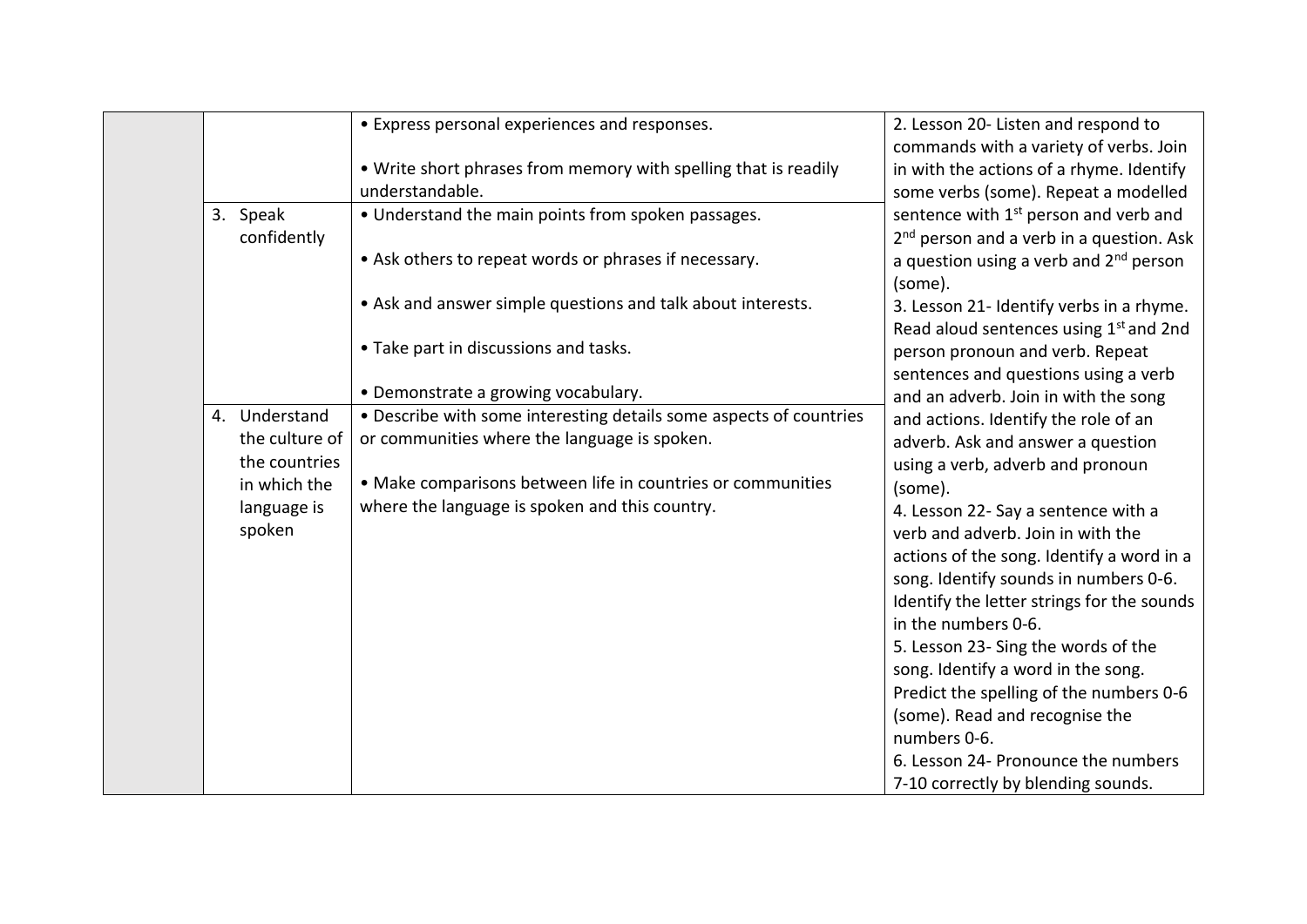| | | | |
|---|---|---|---|
| | | • Express personal experiences and responses.<br><br>• Write short phrases from memory with spelling that is readily understandable. | 2. Lesson 20- Listen and respond to commands with a variety of verbs. Join in with the actions of a rhyme. Identify some verbs (some). Repeat a modelled sentence with 1st person and verb and 2nd person and a verb in a question. Ask a question using a verb and 2nd person (some).<br>3. Lesson 21- Identify verbs in a rhyme. Read aloud sentences using 1st and 2nd person pronoun and verb. Repeat sentences and questions using a verb and an adverb. Join in with the song and actions. Identify the role of an adverb. Ask and answer a question using a verb, adverb and pronoun (some).<br>4. Lesson 22- Say a sentence with a verb and adverb. Join in with the actions of the song. Identify a word in a song. Identify sounds in numbers 0-6. Identify the letter strings for the sounds in the numbers 0-6.<br>5. Lesson 23- Sing the words of the song. Identify a word in the song. Predict the spelling of the numbers 0-6 (some). Read and recognise the numbers 0-6.<br>6. Lesson 24- Pronounce the numbers 7-10 correctly by blending sounds. |
| | 3. Speak confidently | • Understand the main points from spoken passages.<br><br>• Ask others to repeat words or phrases if necessary.<br><br>• Ask and answer simple questions and talk about interests.<br><br>• Take part in discussions and tasks.<br><br>• Demonstrate a growing vocabulary. | |
| | 4. Understand the culture of the countries in which the language is spoken | • Describe with some interesting details some aspects of countries or communities where the language is spoken.<br><br>• Make comparisons between life in countries or communities where the language is spoken and this country. | |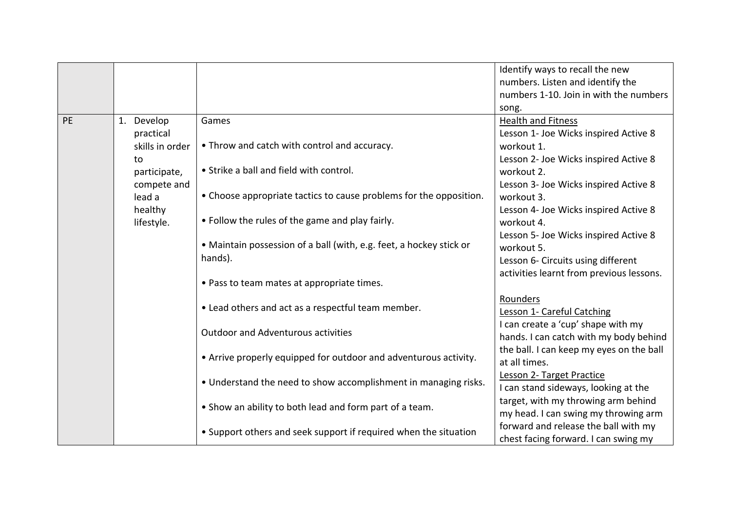| | | | |
|---|---|---|---|
| | | | Identify ways to recall the new numbers. Listen and identify the numbers 1-10. Join in with the numbers song. |
| PE | 1. Develop practical skills in order to participate, compete and lead a healthy lifestyle. | Games<br><br>• Throw and catch with control and accuracy.<br><br>• Strike a ball and field with control.<br><br>• Choose appropriate tactics to cause problems for the opposition.<br><br>• Follow the rules of the game and play fairly.<br><br>• Maintain possession of a ball (with, e.g. feet, a hockey stick or hands).<br><br>• Pass to team mates at appropriate times.<br><br>• Lead others and act as a respectful team member.<br><br>Outdoor and Adventurous activities<br><br>• Arrive properly equipped for outdoor and adventurous activity.<br><br>• Understand the need to show accomplishment in managing risks.<br><br>• Show an ability to both lead and form part of a team.<br><br>• Support others and seek support if required when the situation | Health and Fitness<br>Lesson 1- Joe Wicks inspired Active 8 workout 1.<br>Lesson 2- Joe Wicks inspired Active 8 workout 2.<br>Lesson 3- Joe Wicks inspired Active 8 workout 3.<br>Lesson 4- Joe Wicks inspired Active 8 workout 4.<br>Lesson 5- Joe Wicks inspired Active 8 workout 5.<br>Lesson 6- Circuits using different activities learnt from previous lessons.<br><br>Rounders<br>Lesson 1- Careful Catching<br>I can create a 'cup' shape with my hands. I can catch with my body behind the ball. I can keep my eyes on the ball at all times.<br>Lesson 2- Target Practice<br>I can stand sideways, looking at the target, with my throwing arm behind my head. I can swing my throwing arm forward and release the ball with my chest facing forward. I can swing my |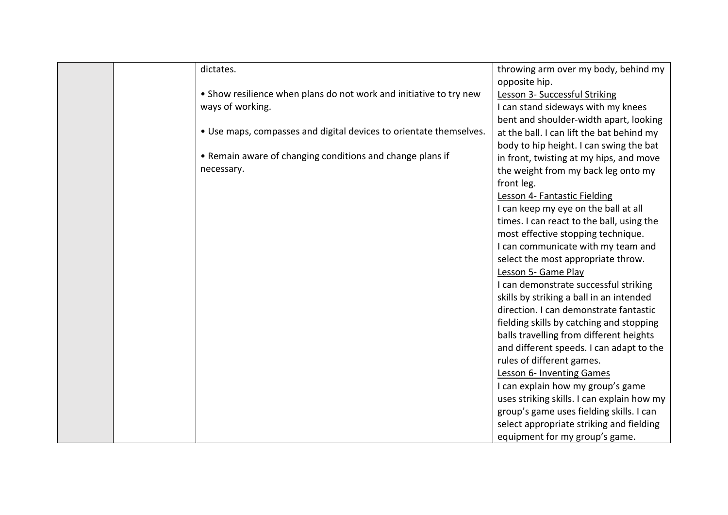| | | | |
|---|---|---|---|
| | | dictates.<br><br>• Show resilience when plans do not work and initiative to try new ways of working.<br><br>• Use maps, compasses and digital devices to orientate themselves.<br><br>• Remain aware of changing conditions and change plans if necessary. | throwing arm over my body, behind my opposite hip.<br><u>Lesson 3- Successful Striking</u><br>I can stand sideways with my knees bent and shoulder-width apart, looking at the ball. I can lift the bat behind my body to hip height. I can swing the bat in front, twisting at my hips, and move the weight from my back leg onto my front leg.<br><u>Lesson 4- Fantastic Fielding</u><br>I can keep my eye on the ball at all times. I can react to the ball, using the most effective stopping technique.<br>I can communicate with my team and select the most appropriate throw.<br><u>Lesson 5- Game Play</u><br>I can demonstrate successful striking skills by striking a ball in an intended direction. I can demonstrate fantastic fielding skills by catching and stopping balls travelling from different heights and different speeds. I can adapt to the rules of different games.<br><u>Lesson 6- Inventing Games</u><br>I can explain how my group's game uses striking skills. I can explain how my group's game uses fielding skills. I can select appropriate striking and fielding equipment for my group's game. |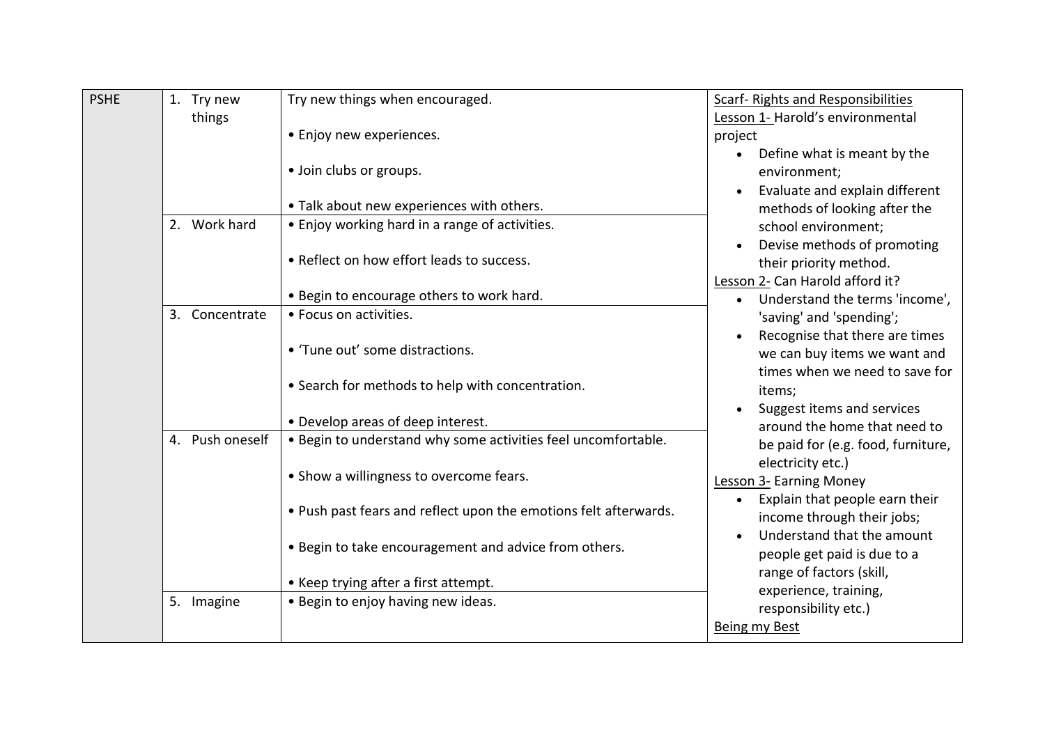| PSHE | 1. Try new things | Try new things when encouraged.<br><br>• Enjoy new experiences.<br><br>• Join clubs or groups.<br><br>• Talk about new experiences with others. | <u>Scarf- Rights and Responsibilities</u><br><u>Lesson 1-</u> Harold's environmental project<br>• Define what is meant by the environment;<br>• Evaluate and explain different methods of looking after the school environment;<br>• Devise methods of promoting their priority method.<br><u>Lesson 2-</u> Can Harold afford it?<br>• Understand the terms 'income', 'saving' and 'spending';<br>• Recognise that there are times we can buy items we want and times when we need to save for items;<br>• Suggest items and services around the home that need to be paid for (e.g. food, furniture, electricity etc.)<br><u>Lesson 3-</u> Earning Money<br>• Explain that people earn their income through their jobs;<br>• Understand that the amount people get paid is due to a range of factors (skill, experience, training, responsibility etc.)<br><u>Being my Best</u> |
|---|---|---|---|
| | 2. Work hard | • Enjoy working hard in a range of activities.<br><br>• Reflect on how effort leads to success.<br><br>• Begin to encourage others to work hard. | |
| | 3. Concentrate | • Focus on activities.<br><br>• 'Tune out' some distractions.<br><br>• Search for methods to help with concentration.<br><br>• Develop areas of deep interest. | |
| | 4. Push oneself | • Begin to understand why some activities feel uncomfortable.<br><br>• Show a willingness to overcome fears.<br><br>• Push past fears and reflect upon the emotions felt afterwards.<br><br>• Begin to take encouragement and advice from others.<br><br>• Keep trying after a first attempt. | |
| | 5. Imagine | • Begin to enjoy having new ideas. | |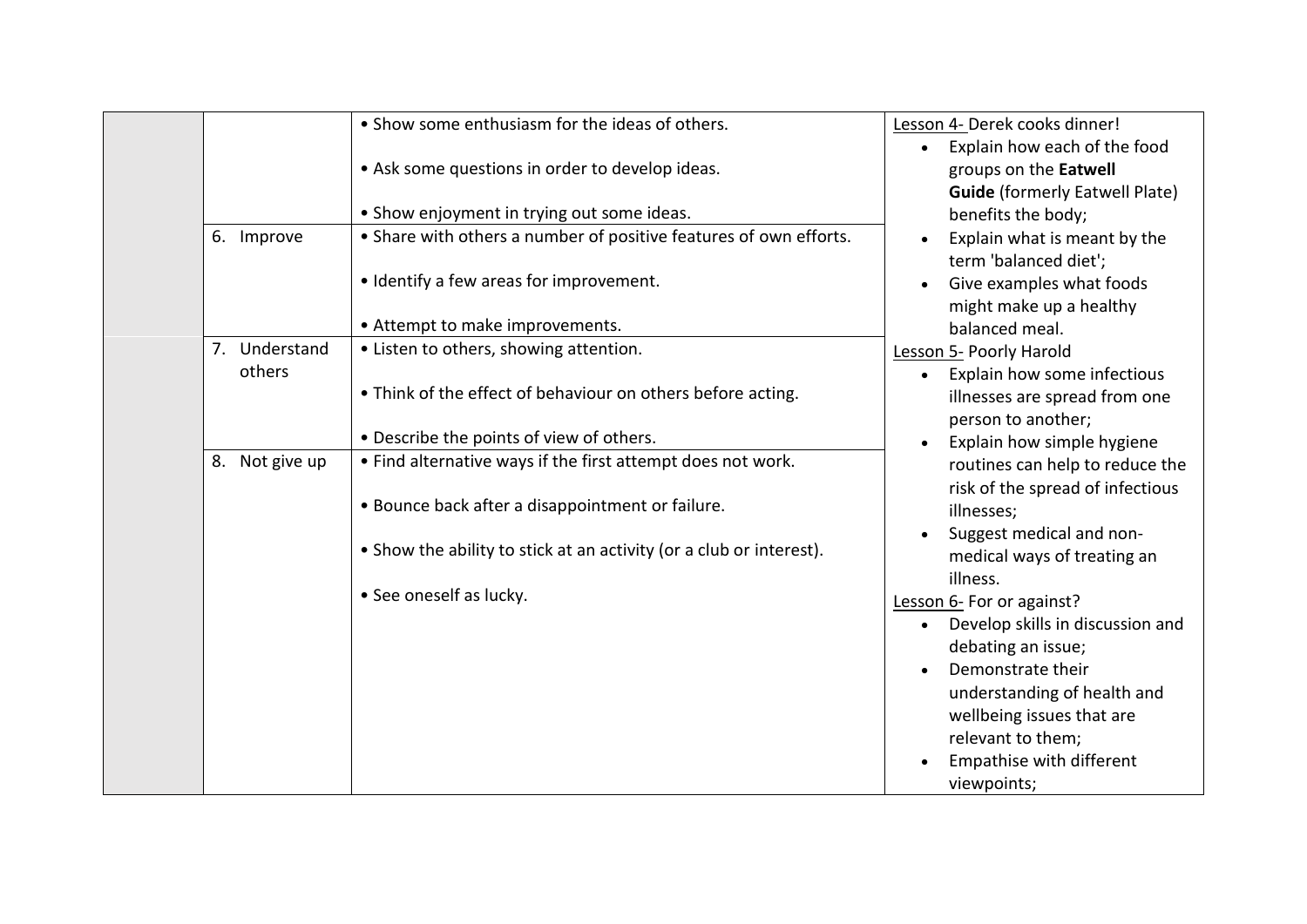| | | | |
|---|---|---|---|
| | | • Show some enthusiasm for the ideas of others.<br><br>• Ask some questions in order to develop ideas.<br><br>• Show enjoyment in trying out some ideas. | Lesson 4- Derek cooks dinner!<ul><li>Explain how each of the food groups on the **Eatwell Guide** (formerly Eatwell Plate) benefits the body;</li><li>Explain what is meant by the term 'balanced diet';</li><li>Give examples what foods might make up a healthy balanced meal.</li></ul>Lesson 5- Poorly Harold<ul><li>Explain how some infectious illnesses are spread from one person to another;</li><li>Explain how simple hygiene routines can help to reduce the risk of the spread of infectious illnesses;</li><li>Suggest medical and non-medical ways of treating an illness.</li></ul>Lesson 6- For or against?<ul><li>Develop skills in discussion and debating an issue;</li><li>Demonstrate their understanding of health and wellbeing issues that are relevant to them;</li><li>Empathise with different viewpoints;</li></ul> |
| | 6. Improve | • Share with others a number of positive features of own efforts.<br><br>• Identify a few areas for improvement.<br><br>• Attempt to make improvements. | |
| | 7. Understand others | • Listen to others, showing attention.<br><br>• Think of the effect of behaviour on others before acting.<br><br>• Describe the points of view of others. | |
| | 8. Not give up | • Find alternative ways if the first attempt does not work.<br><br>• Bounce back after a disappointment or failure.<br><br>• Show the ability to stick at an activity (or a club or interest).<br><br>• See oneself as lucky. | |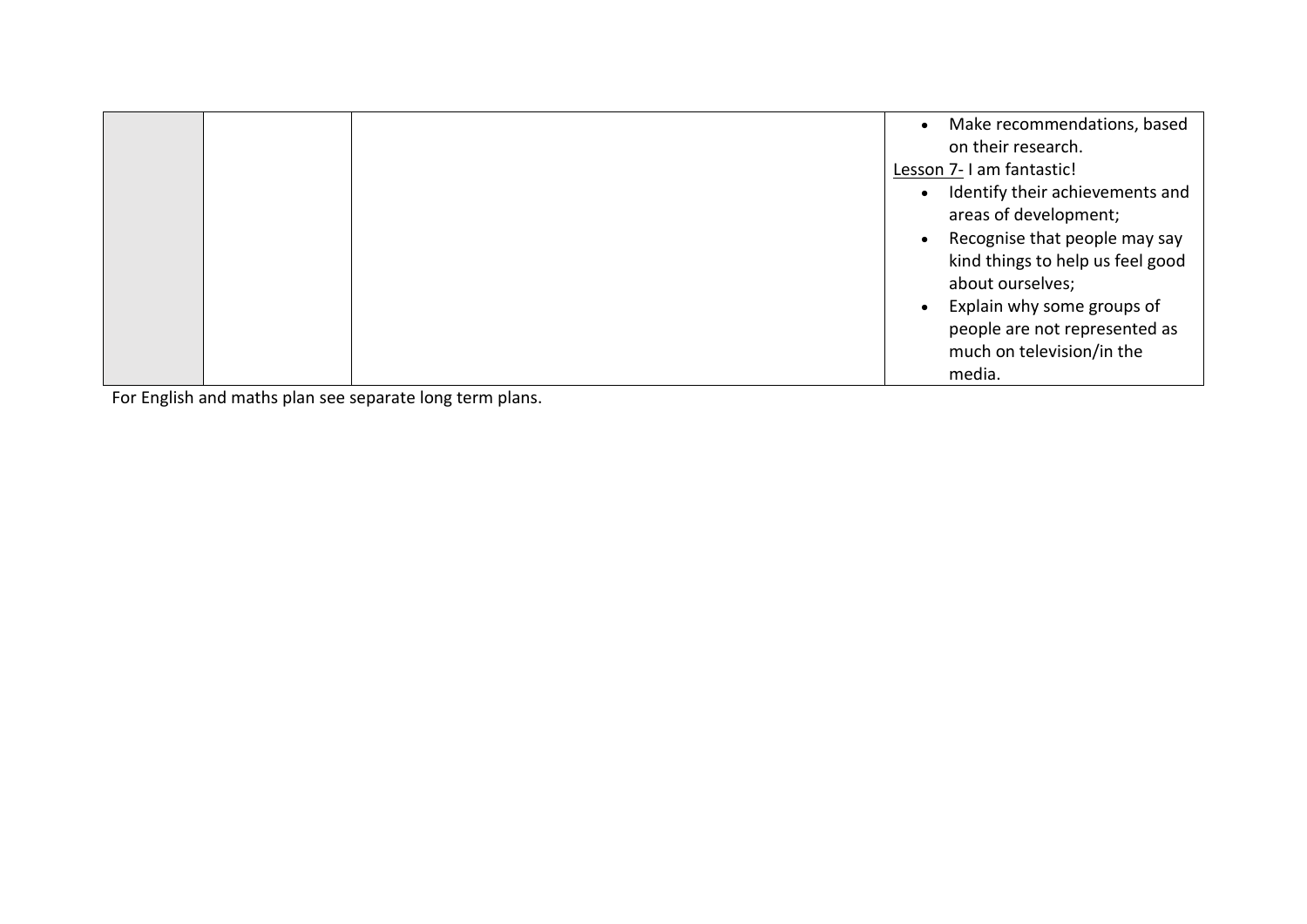| | | | |
|---|---|---|---|
| | | | • Make recommendations, based on their research.<br>Lesson 7- I am fantastic!<br>• Identify their achievements and areas of development;<br>• Recognise that people may say kind things to help us feel good about ourselves;<br>• Explain why some groups of people are not represented as much on television/in the media. |

For English and maths plan see separate long term plans.